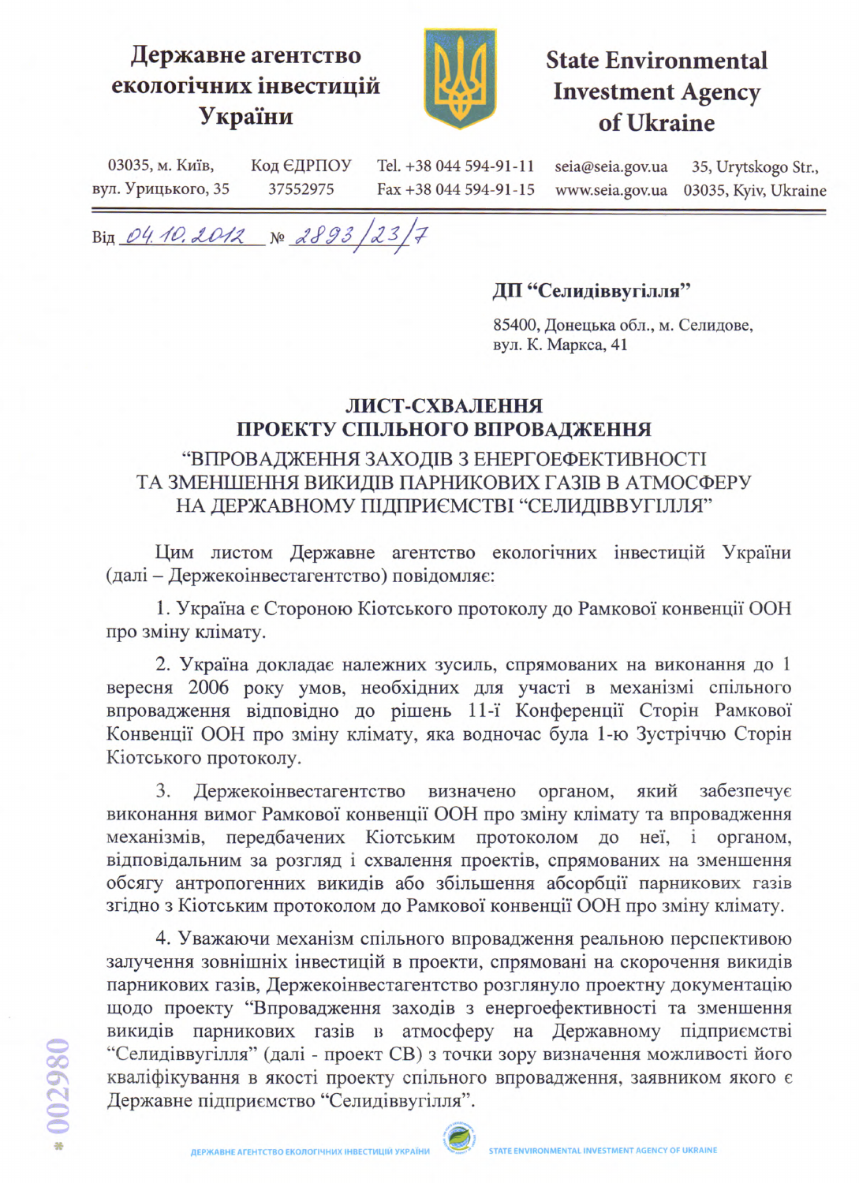**Державне агентство екологічних інвестицій України**

**State Environmental Investment Agency of Ukraine**

03035, м. Київ, вул. Урицького, 35 | Код ЄДРПОУ 37552975 | Tel. +38 044 594-91-11 Fax +38 044 594-91-15 | seia@seia.gov.ua www.seia.gov.ua | 35, Urytskogo Str., 03035, Kyiv, Ukraine

Від 04.10.2012 № 2893/23/7

**ДП "Селидіввугілля"**

85400, Донецька обл., м. Селидове,
вул. К. Маркса, 41

# ЛИСТ-СХВАЛЕННЯ ПРОЕКТУ СПІЛЬНОГО ВПРОВАДЖЕННЯ

## "ВПРОВАДЖЕННЯ ЗАХОДІВ З ЕНЕРГОЕФЕКТИВНОСТІ ТА ЗМЕНШЕННЯ ВИКИДІВ ПАРНИКОВИХ ГАЗІВ В АТМОСФЕРУ НА ДЕРЖАВНОМУ ПІДПРИЄМСТВІ "СЕЛИДІВВУГІЛЛЯ"

Цим листом Державне агентство екологічних інвестицій України (далі – Держекоінвестагентство) повідомляє:

1. Україна є Стороною Кіотського протоколу до Рамкової конвенції ООН про зміну клімату.

2. Україна докладає належних зусиль, спрямованих на виконання до 1 вересня 2006 року умов, необхідних для участі в механізмі спільного впровадження відповідно до рішень 11-ї Конференції Сторін Рамкової Конвенції ООН про зміну клімату, яка водночас була 1-ю Зустріччю Сторін Кіотського протоколу.

3. Держекоінвестагентство визначено органом, який забезпечує виконання вимог Рамкової конвенції ООН про зміну клімату та впровадження механізмів, передбачених Кіотським протоколом до неї, і органом, відповідальним за розгляд і схвалення проектів, спрямованих на зменшення обсягу антропогенних викидів або збільшення абсорбції парникових газів згідно з Кіотським протоколом до Рамкової конвенції ООН про зміну клімату.

4. Уважаючи механізм спільного впровадження реальною перспективою залучення зовнішніх інвестицій в проекти, спрямовані на скорочення викидів парникових газів, Держекоінвестагентство розглянуло проектну документацію щодо проекту "Впровадження заходів з енергоефективності та зменшення викидів парникових газів в атмосферу на Державному підприємстві "Селидіввугілля" (далі - проект СВ) з точки зору визначення можливості його кваліфікування в якості проекту спільного впровадження, заявником якого є Державне підприємство "Селидіввугілля".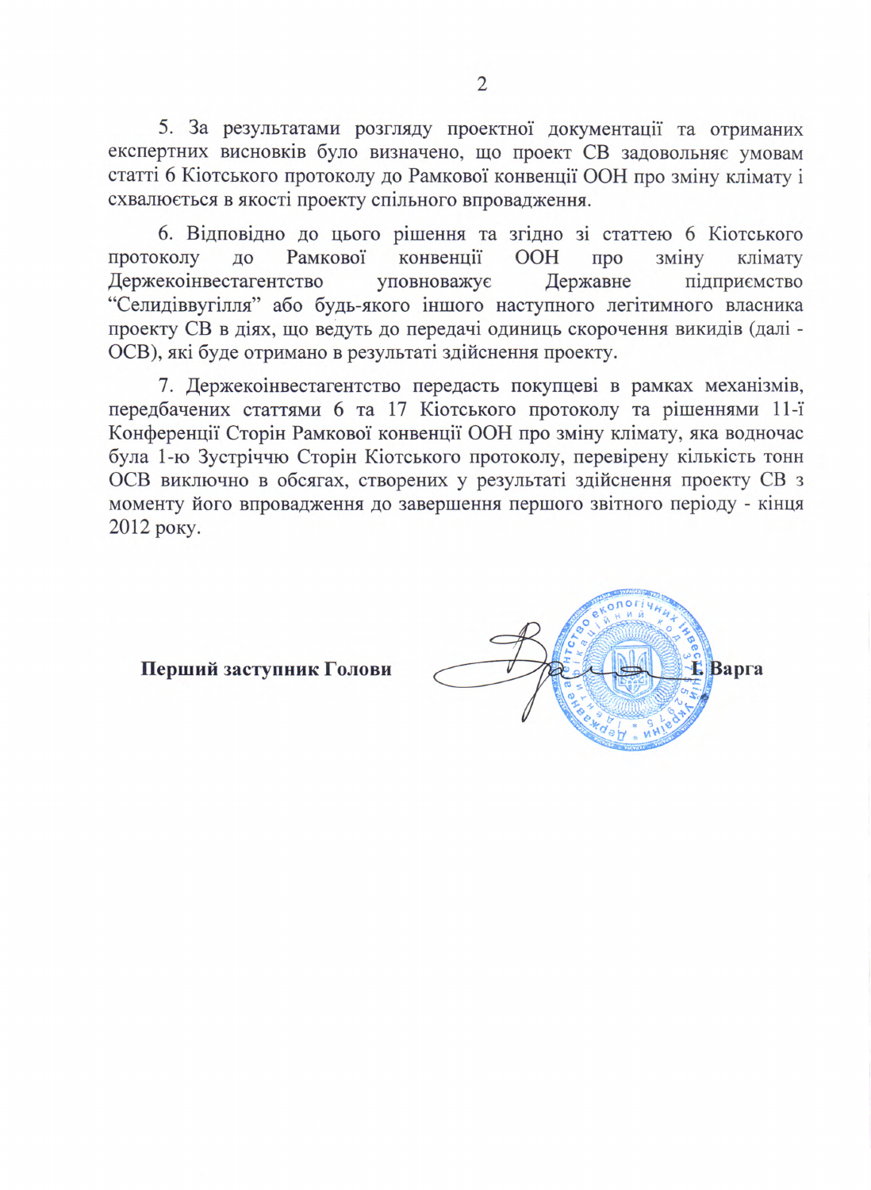5. За результатами розгляду проектної документації та отриманих експертних висновків було визначено, що проект СВ задовольняє умовам статті 6 Кіотського протоколу до Рамкової конвенції ООН про зміну клімату і схвалюється в якості проекту спільного впровадження.

6. Відповідно до цього рішення та згідно зі статтею 6 Кіотського протоколу до Рамкової конвенції ООН про зміну клімату Держекоінвестагентство уповноважує Державне підприємство "Селидіввугілля" або будь-якого іншого наступного легітимного власника проекту СВ в діях, що ведуть до передачі одиниць скорочення викидів (далі - ОСВ), які буде отримано в результаті здійснення проекту.

7. Держекоінвестагентство передасть покупцеві в рамках механізмів, передбачених статтями 6 та 17 Кіотського протоколу та рішеннями 11-ї Конференції Сторін Рамкової конвенції ООН про зміну клімату, яка водночас була 1-ю Зустріччю Сторін Кіотського протоколу, перевірену кількість тонн ОСВ виключно в обсягах, створених у результаті здійснення проекту СВ з моменту його впровадження до завершення першого звітного періоду - кінця 2012 року.

**Перший заступник Голови** **І. Варга**